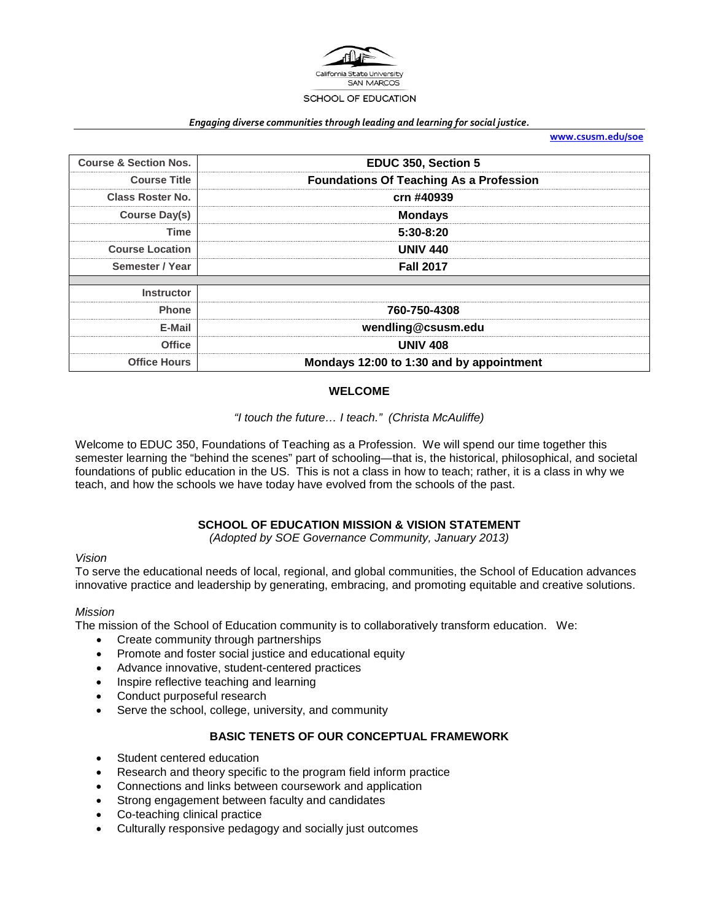California State University SAN MARCOS

SCHOOL OF EDUCATION

*Engaging diverse communities through leading and learning for social justice.*

**www.csusm.edu/soe**

| Course & Section Nos. | EDUC 350, Section 5 |
|---|---|
| Course Title | Foundations Of Teaching As a Profession |
| Class Roster No. | crn #40939 |
| Course Day(s) | Mondays |
| Time | 5:30-8:20 |
| Course Location | UNIV 440 |
| Semester / Year | Fall 2017 |
| | |
| Instructor | |
| Phone | 760-750-4308 |
| E-Mail | wendling@csusm.edu |
| Office | UNIV 408 |
| Office Hours | Mondays 12:00 to 1:30 and by appointment |

## WELCOME

*"I touch the future… I teach." (Christa McAuliffe)*

Welcome to EDUC 350, Foundations of Teaching as a Profession. We will spend our time together this semester learning the "behind the scenes" part of schooling—that is, the historical, philosophical, and societal foundations of public education in the US. This is not a class in how to teach; rather, it is a class in why we teach, and how the schools we have today have evolved from the schools of the past.

## SCHOOL OF EDUCATION MISSION & VISION STATEMENT

*(Adopted by SOE Governance Community, January 2013)*

*Vision*

To serve the educational needs of local, regional, and global communities, the School of Education advances innovative practice and leadership by generating, embracing, and promoting equitable and creative solutions.

*Mission*

The mission of the School of Education community is to collaboratively transform education. We:

- Create community through partnerships
- Promote and foster social justice and educational equity
- Advance innovative, student-centered practices
- Inspire reflective teaching and learning
- Conduct purposeful research
- Serve the school, college, university, and community

## BASIC TENETS OF OUR CONCEPTUAL FRAMEWORK

- Student centered education
- Research and theory specific to the program field inform practice
- Connections and links between coursework and application
- Strong engagement between faculty and candidates
- Co-teaching clinical practice
- Culturally responsive pedagogy and socially just outcomes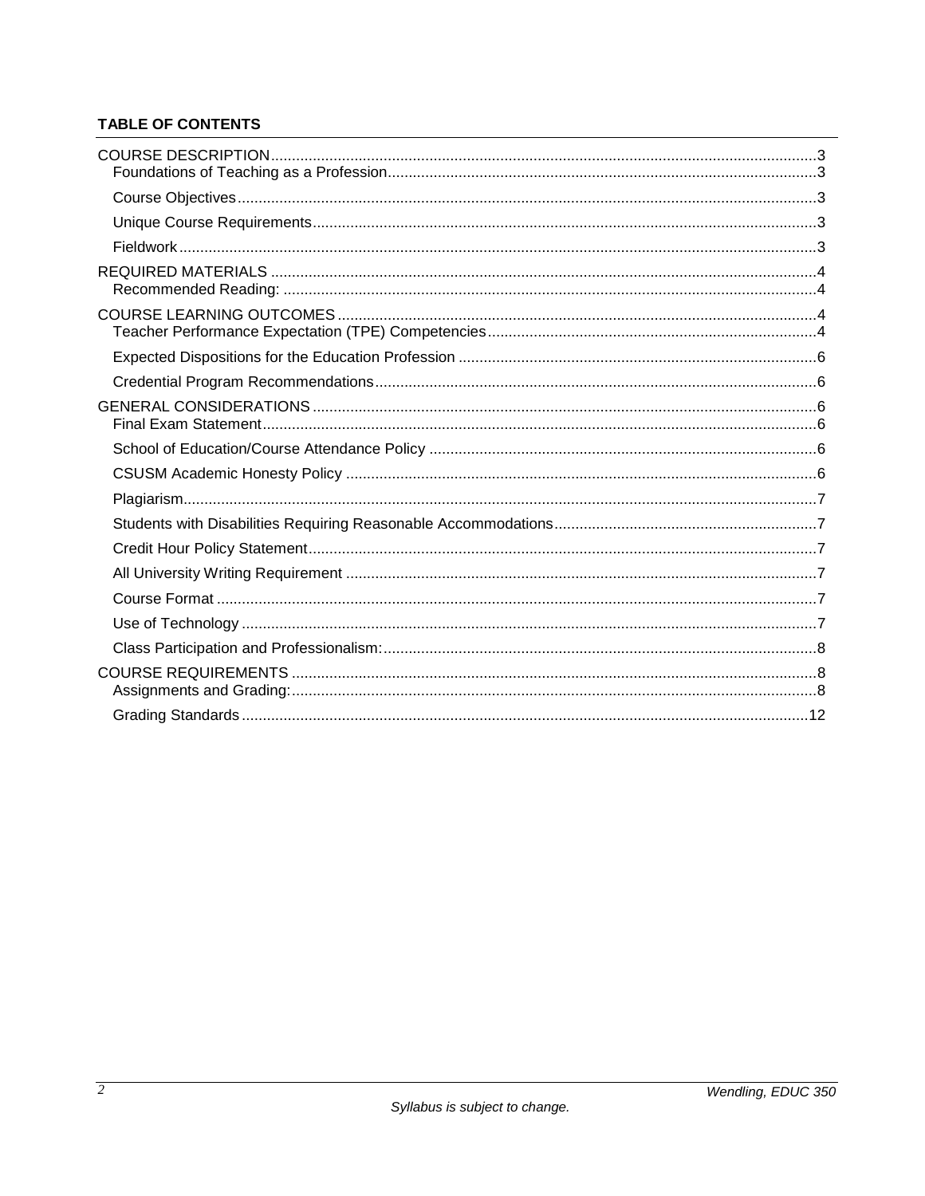**TABLE OF CONTENTS**

COURSE DESCRIPTION ..... 3
- Foundations of Teaching as a Profession ..... 3
- Course Objectives ..... 3
- Unique Course Requirements ..... 3
- Fieldwork ..... 3

REQUIRED MATERIALS ..... 4
- Recommended Reading: ..... 4

COURSE LEARNING OUTCOMES ..... 4
- Teacher Performance Expectation (TPE) Competencies ..... 4
- Expected Dispositions for the Education Profession ..... 6
- Credential Program Recommendations ..... 6

GENERAL CONSIDERATIONS ..... 6
- Final Exam Statement ..... 6
- School of Education/Course Attendance Policy ..... 6
- CSUSM Academic Honesty Policy ..... 6
- Plagiarism ..... 7
- Students with Disabilities Requiring Reasonable Accommodations ..... 7
- Credit Hour Policy Statement ..... 7
- All University Writing Requirement ..... 7
- Course Format ..... 7
- Use of Technology ..... 7
- Class Participation and Professionalism: ..... 8

COURSE REQUIREMENTS ..... 8
- Assignments and Grading: ..... 8
- Grading Standards ..... 12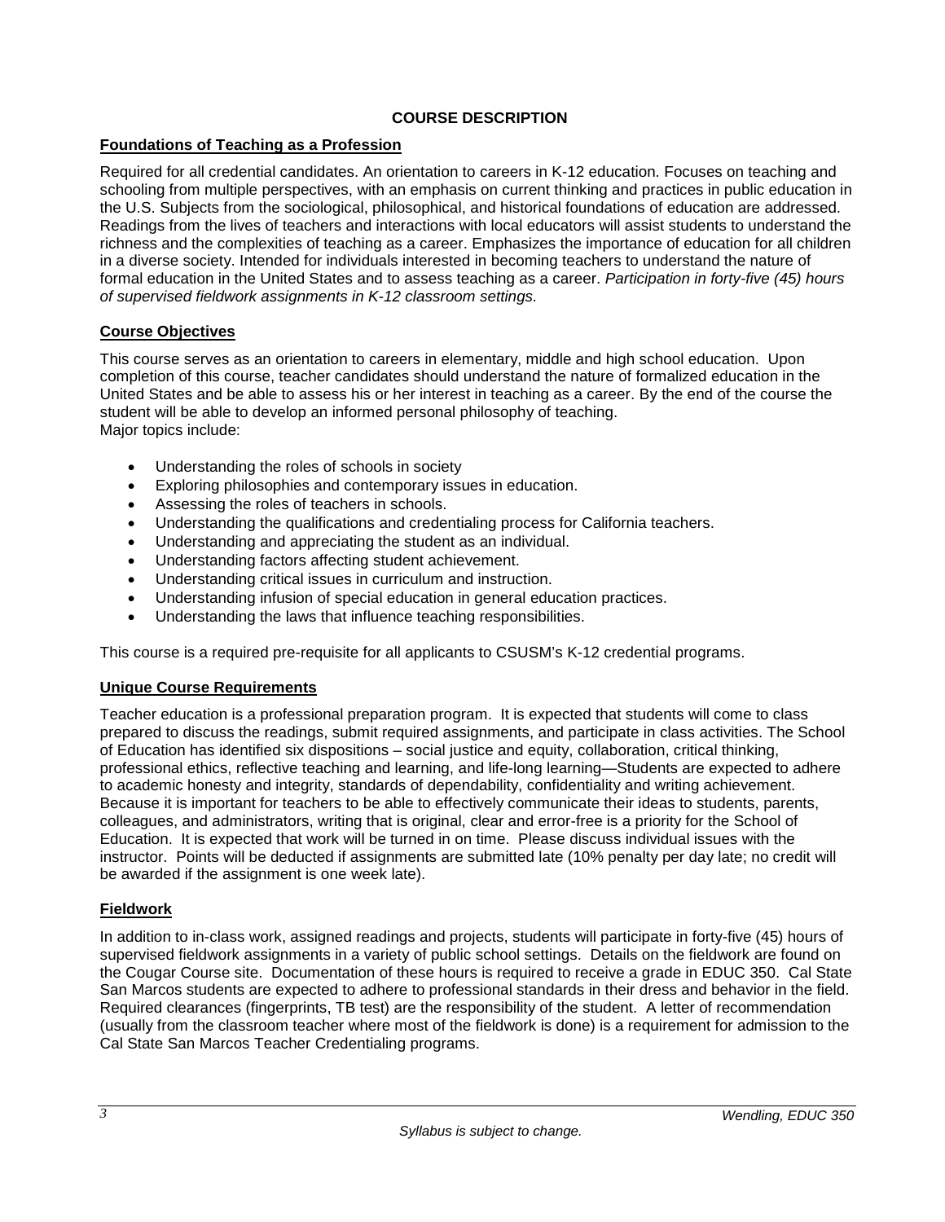## COURSE DESCRIPTION

**Foundations of Teaching as a Profession**

Required for all credential candidates. An orientation to careers in K-12 education. Focuses on teaching and schooling from multiple perspectives, with an emphasis on current thinking and practices in public education in the U.S. Subjects from the sociological, philosophical, and historical foundations of education are addressed. Readings from the lives of teachers and interactions with local educators will assist students to understand the richness and the complexities of teaching as a career. Emphasizes the importance of education for all children in a diverse society. Intended for individuals interested in becoming teachers to understand the nature of formal education in the United States and to assess teaching as a career. *Participation in forty-five (45) hours of supervised fieldwork assignments in K-12 classroom settings.*

**Course Objectives**

This course serves as an orientation to careers in elementary, middle and high school education. Upon completion of this course, teacher candidates should understand the nature of formalized education in the United States and be able to assess his or her interest in teaching as a career. By the end of the course the student will be able to develop an informed personal philosophy of teaching.
Major topics include:

- Understanding the roles of schools in society
- Exploring philosophies and contemporary issues in education.
- Assessing the roles of teachers in schools.
- Understanding the qualifications and credentialing process for California teachers.
- Understanding and appreciating the student as an individual.
- Understanding factors affecting student achievement.
- Understanding critical issues in curriculum and instruction.
- Understanding infusion of special education in general education practices.
- Understanding the laws that influence teaching responsibilities.

This course is a required pre-requisite for all applicants to CSUSM's K-12 credential programs.

**Unique Course Requirements**

Teacher education is a professional preparation program. It is expected that students will come to class prepared to discuss the readings, submit required assignments, and participate in class activities. The School of Education has identified six dispositions – social justice and equity, collaboration, critical thinking, professional ethics, reflective teaching and learning, and life-long learning—Students are expected to adhere to academic honesty and integrity, standards of dependability, confidentiality and writing achievement. Because it is important for teachers to be able to effectively communicate their ideas to students, parents, colleagues, and administrators, writing that is original, clear and error-free is a priority for the School of Education. It is expected that work will be turned in on time. Please discuss individual issues with the instructor. Points will be deducted if assignments are submitted late (10% penalty per day late; no credit will be awarded if the assignment is one week late).

**Fieldwork**

In addition to in-class work, assigned readings and projects, students will participate in forty-five (45) hours of supervised fieldwork assignments in a variety of public school settings. Details on the fieldwork are found on the Cougar Course site. Documentation of these hours is required to receive a grade in EDUC 350. Cal State San Marcos students are expected to adhere to professional standards in their dress and behavior in the field. Required clearances (fingerprints, TB test) are the responsibility of the student. A letter of recommendation (usually from the classroom teacher where most of the fieldwork is done) is a requirement for admission to the Cal State San Marcos Teacher Credentialing programs.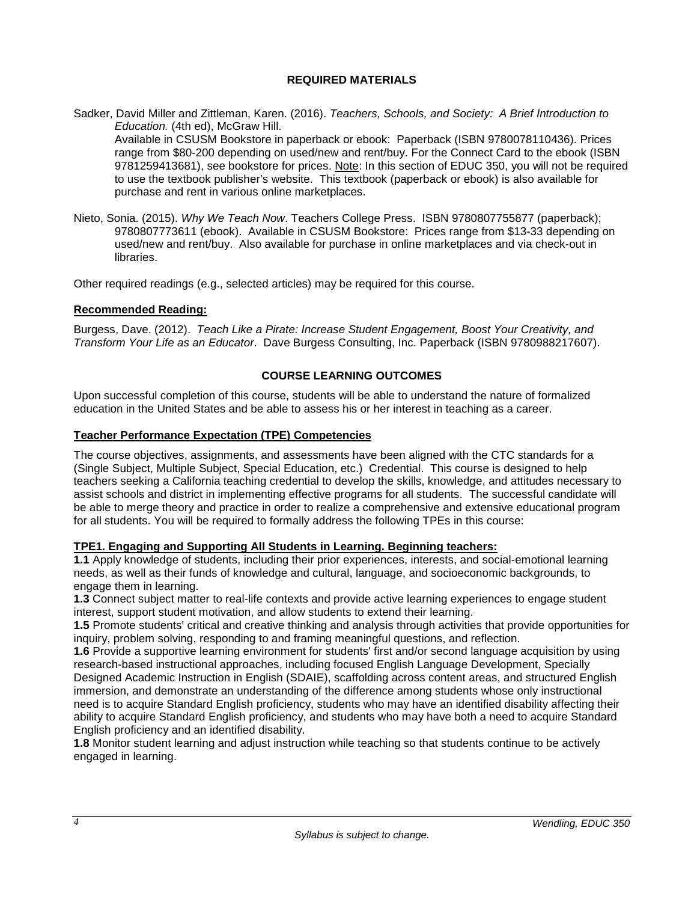## REQUIRED MATERIALS

Sadker, David Miller and Zittleman, Karen. (2016). *Teachers, Schools, and Society: A Brief Introduction to Education.* (4th ed), McGraw Hill.
Available in CSUSM Bookstore in paperback or ebook: Paperback (ISBN 9780078110436). Prices range from $80-200 depending on used/new and rent/buy. For the Connect Card to the ebook (ISBN 9781259413681), see bookstore for prices. Note: In this section of EDUC 350, you will not be required to use the textbook publisher's website. This textbook (paperback or ebook) is also available for purchase and rent in various online marketplaces.

Nieto, Sonia. (2015). *Why We Teach Now*. Teachers College Press. ISBN 9780807755877 (paperback); 9780807773611 (ebook). Available in CSUSM Bookstore: Prices range from $13-33 depending on used/new and rent/buy. Also available for purchase in online marketplaces and via check-out in libraries.

Other required readings (e.g., selected articles) may be required for this course.

### Recommended Reading:

Burgess, Dave. (2012). *Teach Like a Pirate: Increase Student Engagement, Boost Your Creativity, and Transform Your Life as an Educator*. Dave Burgess Consulting, Inc. Paperback (ISBN 9780988217607).

## COURSE LEARNING OUTCOMES

Upon successful completion of this course, students will be able to understand the nature of formalized education in the United States and be able to assess his or her interest in teaching as a career.

### Teacher Performance Expectation (TPE) Competencies

The course objectives, assignments, and assessments have been aligned with the CTC standards for a (Single Subject, Multiple Subject, Special Education, etc.) Credential. This course is designed to help teachers seeking a California teaching credential to develop the skills, knowledge, and attitudes necessary to assist schools and district in implementing effective programs for all students. The successful candidate will be able to merge theory and practice in order to realize a comprehensive and extensive educational program for all students. You will be required to formally address the following TPEs in this course:

### TPE1. Engaging and Supporting All Students in Learning. Beginning teachers:

**1.1** Apply knowledge of students, including their prior experiences, interests, and social-emotional learning needs, as well as their funds of knowledge and cultural, language, and socioeconomic backgrounds, to engage them in learning.
**1.3** Connect subject matter to real-life contexts and provide active learning experiences to engage student interest, support student motivation, and allow students to extend their learning.
**1.5** Promote students' critical and creative thinking and analysis through activities that provide opportunities for inquiry, problem solving, responding to and framing meaningful questions, and reflection.
**1.6** Provide a supportive learning environment for students' first and/or second language acquisition by using research-based instructional approaches, including focused English Language Development, Specially Designed Academic Instruction in English (SDAIE), scaffolding across content areas, and structured English immersion, and demonstrate an understanding of the difference among students whose only instructional need is to acquire Standard English proficiency, students who may have an identified disability affecting their ability to acquire Standard English proficiency, and students who may have both a need to acquire Standard English proficiency and an identified disability.
**1.8** Monitor student learning and adjust instruction while teaching so that students continue to be actively engaged in learning.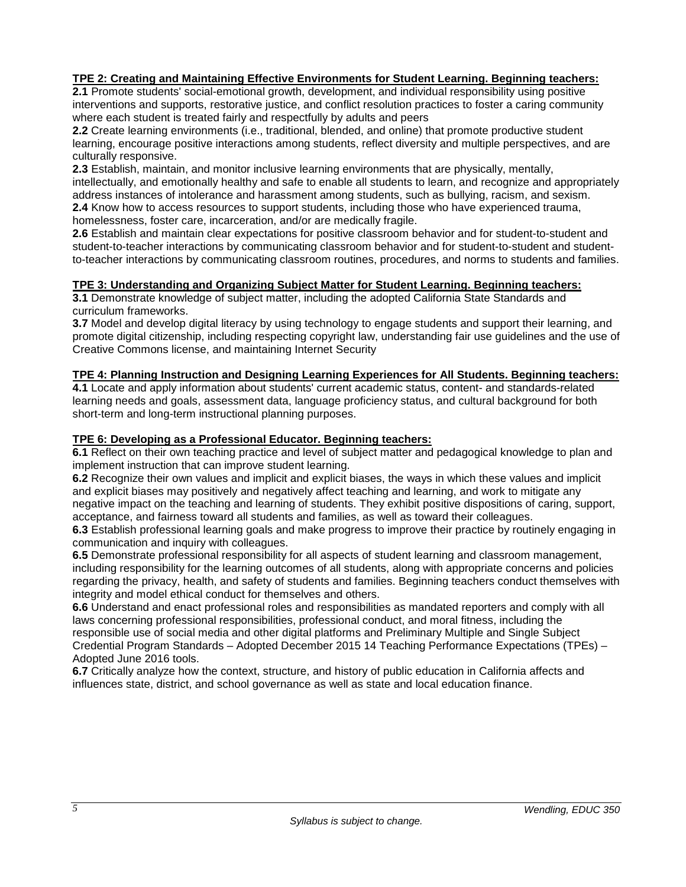**TPE 2: Creating and Maintaining Effective Environments for Student Learning. Beginning teachers:**

**2.1** Promote students' social-emotional growth, development, and individual responsibility using positive interventions and supports, restorative justice, and conflict resolution practices to foster a caring community where each student is treated fairly and respectfully by adults and peers

**2.2** Create learning environments (i.e., traditional, blended, and online) that promote productive student learning, encourage positive interactions among students, reflect diversity and multiple perspectives, and are culturally responsive.

**2.3** Establish, maintain, and monitor inclusive learning environments that are physically, mentally, intellectually, and emotionally healthy and safe to enable all students to learn, and recognize and appropriately address instances of intolerance and harassment among students, such as bullying, racism, and sexism.

**2.4** Know how to access resources to support students, including those who have experienced trauma, homelessness, foster care, incarceration, and/or are medically fragile.

**2.6** Establish and maintain clear expectations for positive classroom behavior and for student-to-student and student-to-teacher interactions by communicating classroom behavior and for student-to-student and student-to-teacher interactions by communicating classroom routines, procedures, and norms to students and families.

**TPE 3: Understanding and Organizing Subject Matter for Student Learning. Beginning teachers:**

**3.1** Demonstrate knowledge of subject matter, including the adopted California State Standards and curriculum frameworks.

**3.7** Model and develop digital literacy by using technology to engage students and support their learning, and promote digital citizenship, including respecting copyright law, understanding fair use guidelines and the use of Creative Commons license, and maintaining Internet Security

**TPE 4: Planning Instruction and Designing Learning Experiences for All Students. Beginning teachers:**

**4.1** Locate and apply information about students' current academic status, content- and standards-related learning needs and goals, assessment data, language proficiency status, and cultural background for both short-term and long-term instructional planning purposes.

**TPE 6: Developing as a Professional Educator. Beginning teachers:**

**6.1** Reflect on their own teaching practice and level of subject matter and pedagogical knowledge to plan and implement instruction that can improve student learning.

**6.2** Recognize their own values and implicit and explicit biases, the ways in which these values and implicit and explicit biases may positively and negatively affect teaching and learning, and work to mitigate any negative impact on the teaching and learning of students. They exhibit positive dispositions of caring, support, acceptance, and fairness toward all students and families, as well as toward their colleagues.

**6.3** Establish professional learning goals and make progress to improve their practice by routinely engaging in communication and inquiry with colleagues.

**6.5** Demonstrate professional responsibility for all aspects of student learning and classroom management, including responsibility for the learning outcomes of all students, along with appropriate concerns and policies regarding the privacy, health, and safety of students and families. Beginning teachers conduct themselves with integrity and model ethical conduct for themselves and others.

**6.6** Understand and enact professional roles and responsibilities as mandated reporters and comply with all laws concerning professional responsibilities, professional conduct, and moral fitness, including the responsible use of social media and other digital platforms and Preliminary Multiple and Single Subject Credential Program Standards – Adopted December 2015 14 Teaching Performance Expectations (TPEs) – Adopted June 2016 tools.

**6.7** Critically analyze how the context, structure, and history of public education in California affects and influences state, district, and school governance as well as state and local education finance.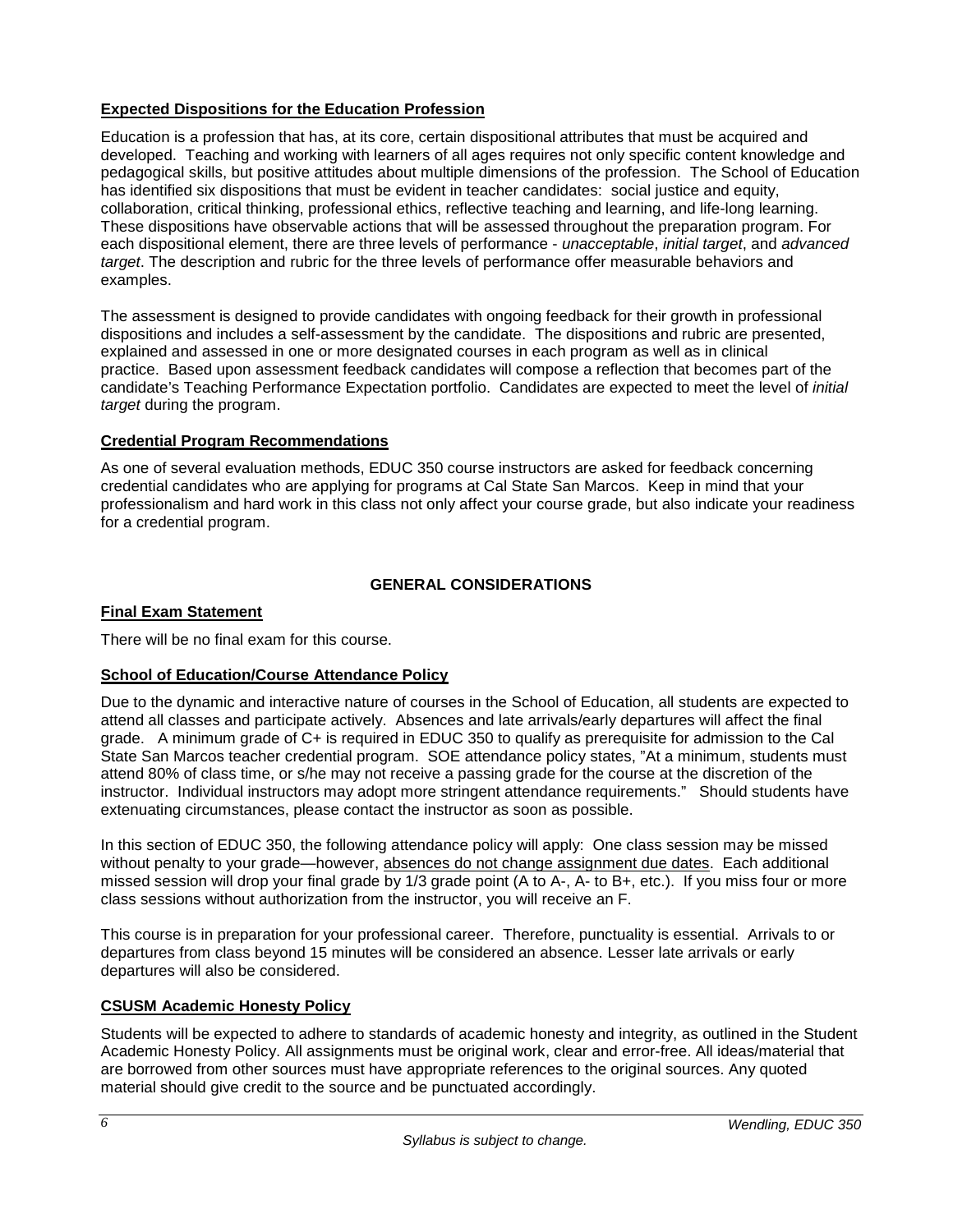**Expected Dispositions for the Education Profession**

Education is a profession that has, at its core, certain dispositional attributes that must be acquired and developed. Teaching and working with learners of all ages requires not only specific content knowledge and pedagogical skills, but positive attitudes about multiple dimensions of the profession. The School of Education has identified six dispositions that must be evident in teacher candidates: social justice and equity, collaboration, critical thinking, professional ethics, reflective teaching and learning, and life-long learning. These dispositions have observable actions that will be assessed throughout the preparation program. For each dispositional element, there are three levels of performance - *unacceptable*, *initial target*, and *advanced target*. The description and rubric for the three levels of performance offer measurable behaviors and examples.

The assessment is designed to provide candidates with ongoing feedback for their growth in professional dispositions and includes a self-assessment by the candidate. The dispositions and rubric are presented, explained and assessed in one or more designated courses in each program as well as in clinical practice. Based upon assessment feedback candidates will compose a reflection that becomes part of the candidate's Teaching Performance Expectation portfolio. Candidates are expected to meet the level of *initial target* during the program.

**Credential Program Recommendations**

As one of several evaluation methods, EDUC 350 course instructors are asked for feedback concerning credential candidates who are applying for programs at Cal State San Marcos. Keep in mind that your professionalism and hard work in this class not only affect your course grade, but also indicate your readiness for a credential program.

## GENERAL CONSIDERATIONS

**Final Exam Statement**

There will be no final exam for this course.

**School of Education/Course Attendance Policy**

Due to the dynamic and interactive nature of courses in the School of Education, all students are expected to attend all classes and participate actively. Absences and late arrivals/early departures will affect the final grade. A minimum grade of C+ is required in EDUC 350 to qualify as prerequisite for admission to the Cal State San Marcos teacher credential program. SOE attendance policy states, "At a minimum, students must attend 80% of class time, or s/he may not receive a passing grade for the course at the discretion of the instructor. Individual instructors may adopt more stringent attendance requirements." Should students have extenuating circumstances, please contact the instructor as soon as possible.

In this section of EDUC 350, the following attendance policy will apply: One class session may be missed without penalty to your grade—however, absences do not change assignment due dates. Each additional missed session will drop your final grade by 1/3 grade point (A to A-, A- to B+, etc.). If you miss four or more class sessions without authorization from the instructor, you will receive an F.

This course is in preparation for your professional career. Therefore, punctuality is essential. Arrivals to or departures from class beyond 15 minutes will be considered an absence. Lesser late arrivals or early departures will also be considered.

**CSUSM Academic Honesty Policy**

Students will be expected to adhere to standards of academic honesty and integrity, as outlined in the Student Academic Honesty Policy. All assignments must be original work, clear and error-free. All ideas/material that are borrowed from other sources must have appropriate references to the original sources. Any quoted material should give credit to the source and be punctuated accordingly.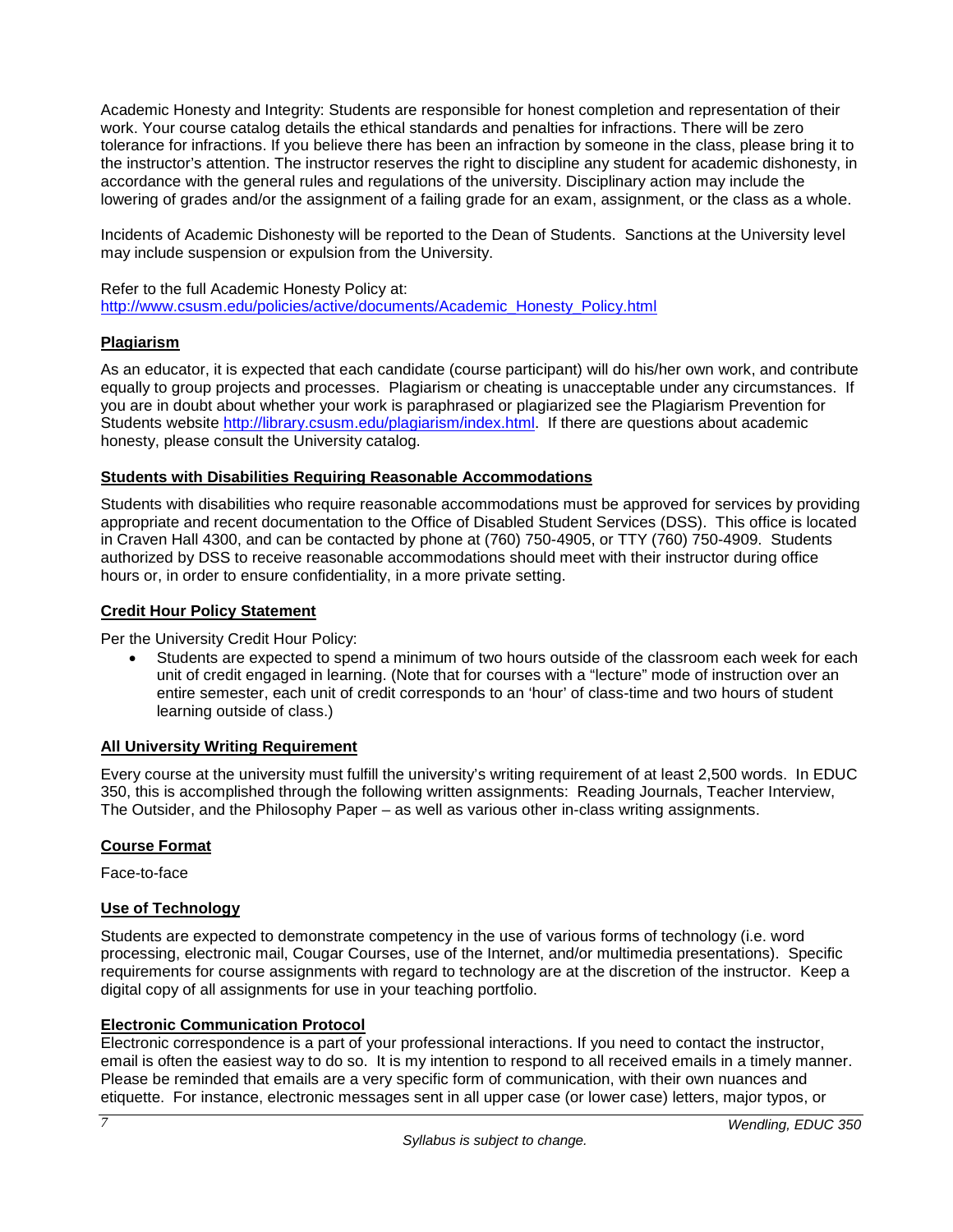Academic Honesty and Integrity: Students are responsible for honest completion and representation of their work. Your course catalog details the ethical standards and penalties for infractions. There will be zero tolerance for infractions. If you believe there has been an infraction by someone in the class, please bring it to the instructor's attention. The instructor reserves the right to discipline any student for academic dishonesty, in accordance with the general rules and regulations of the university. Disciplinary action may include the lowering of grades and/or the assignment of a failing grade for an exam, assignment, or the class as a whole.

Incidents of Academic Dishonesty will be reported to the Dean of Students. Sanctions at the University level may include suspension or expulsion from the University.

Refer to the full Academic Honesty Policy at: [http://www.csusm.edu/policies/active/documents/Academic_Honesty_Policy.html](http://www.csusm.edu/policies/active/documents/Academic_Honesty_Policy.html)

### Plagiarism

As an educator, it is expected that each candidate (course participant) will do his/her own work, and contribute equally to group projects and processes. Plagiarism or cheating is unacceptable under any circumstances. If you are in doubt about whether your work is paraphrased or plagiarized see the Plagiarism Prevention for Students website [http://library.csusm.edu/plagiarism/index.html](http://library.csusm.edu/plagiarism/index.html). If there are questions about academic honesty, please consult the University catalog.

### Students with Disabilities Requiring Reasonable Accommodations

Students with disabilities who require reasonable accommodations must be approved for services by providing appropriate and recent documentation to the Office of Disabled Student Services (DSS). This office is located in Craven Hall 4300, and can be contacted by phone at (760) 750-4905, or TTY (760) 750-4909. Students authorized by DSS to receive reasonable accommodations should meet with their instructor during office hours or, in order to ensure confidentiality, in a more private setting.

### Credit Hour Policy Statement

Per the University Credit Hour Policy:

- Students are expected to spend a minimum of two hours outside of the classroom each week for each unit of credit engaged in learning. (Note that for courses with a "lecture" mode of instruction over an entire semester, each unit of credit corresponds to an 'hour' of class-time and two hours of student learning outside of class.)

### All University Writing Requirement

Every course at the university must fulfill the university's writing requirement of at least 2,500 words. In EDUC 350, this is accomplished through the following written assignments: Reading Journals, Teacher Interview, The Outsider, and the Philosophy Paper – as well as various other in-class writing assignments.

### Course Format

Face-to-face

### Use of Technology

Students are expected to demonstrate competency in the use of various forms of technology (i.e. word processing, electronic mail, Cougar Courses, use of the Internet, and/or multimedia presentations). Specific requirements for course assignments with regard to technology are at the discretion of the instructor. Keep a digital copy of all assignments for use in your teaching portfolio.

### Electronic Communication Protocol

Electronic correspondence is a part of your professional interactions. If you need to contact the instructor, email is often the easiest way to do so. It is my intention to respond to all received emails in a timely manner. Please be reminded that emails are a very specific form of communication, with their own nuances and etiquette. For instance, electronic messages sent in all upper case (or lower case) letters, major typos, or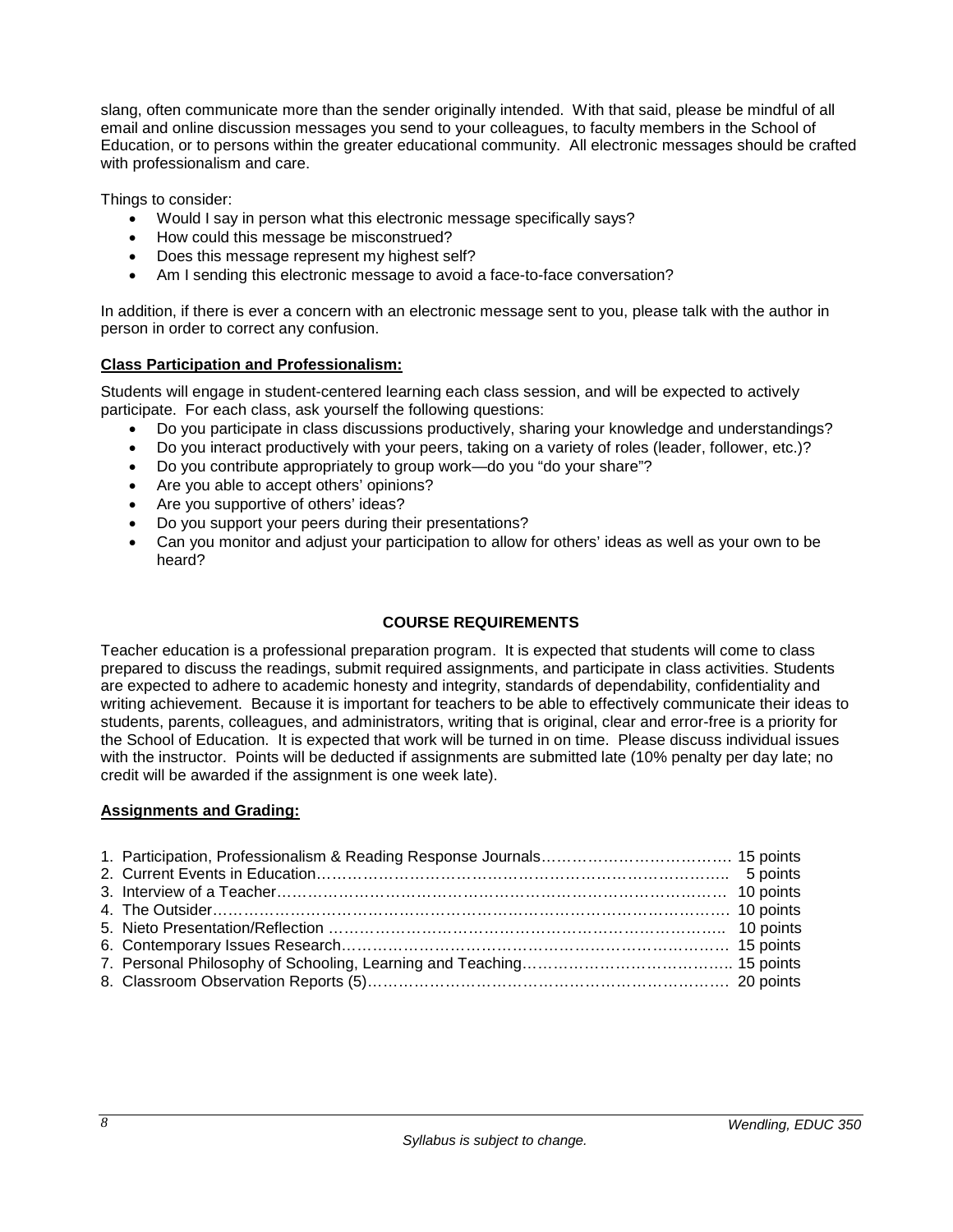slang, often communicate more than the sender originally intended. With that said, please be mindful of all email and online discussion messages you send to your colleagues, to faculty members in the School of Education, or to persons within the greater educational community. All electronic messages should be crafted with professionalism and care.

Things to consider:

- Would I say in person what this electronic message specifically says?
- How could this message be misconstrued?
- Does this message represent my highest self?
- Am I sending this electronic message to avoid a face-to-face conversation?

In addition, if there is ever a concern with an electronic message sent to you, please talk with the author in person in order to correct any confusion.

**Class Participation and Professionalism:**

Students will engage in student-centered learning each class session, and will be expected to actively participate. For each class, ask yourself the following questions:

- Do you participate in class discussions productively, sharing your knowledge and understandings?
- Do you interact productively with your peers, taking on a variety of roles (leader, follower, etc.)?
- Do you contribute appropriately to group work—do you "do your share"?
- Are you able to accept others' opinions?
- Are you supportive of others' ideas?
- Do you support your peers during their presentations?
- Can you monitor and adjust your participation to allow for others' ideas as well as your own to be heard?

## COURSE REQUIREMENTS

Teacher education is a professional preparation program. It is expected that students will come to class prepared to discuss the readings, submit required assignments, and participate in class activities. Students are expected to adhere to academic honesty and integrity, standards of dependability, confidentiality and writing achievement. Because it is important for teachers to be able to effectively communicate their ideas to students, parents, colleagues, and administrators, writing that is original, clear and error-free is a priority for the School of Education. It is expected that work will be turned in on time. Please discuss individual issues with the instructor. Points will be deducted if assignments are submitted late (10% penalty per day late; no credit will be awarded if the assignment is one week late).

**Assignments and Grading:**

1. Participation, Professionalism & Reading Response Journals………………………………. 15 points
2. Current Events in Education…………………………………………………………………….. 5 points
3. Interview of a Teacher…………………………………………………………………………… 10 points
4. The Outsider……………………………………………………………………………………… 10 points
5. Nieto Presentation/Reflection ………………………………………………………………….. 10 points
6. Contemporary Issues Research………………………………………………………………… 15 points
7. Personal Philosophy of Schooling, Learning and Teaching………………………………….. 15 points
8. Classroom Observation Reports (5)……………………………………………………………. 20 points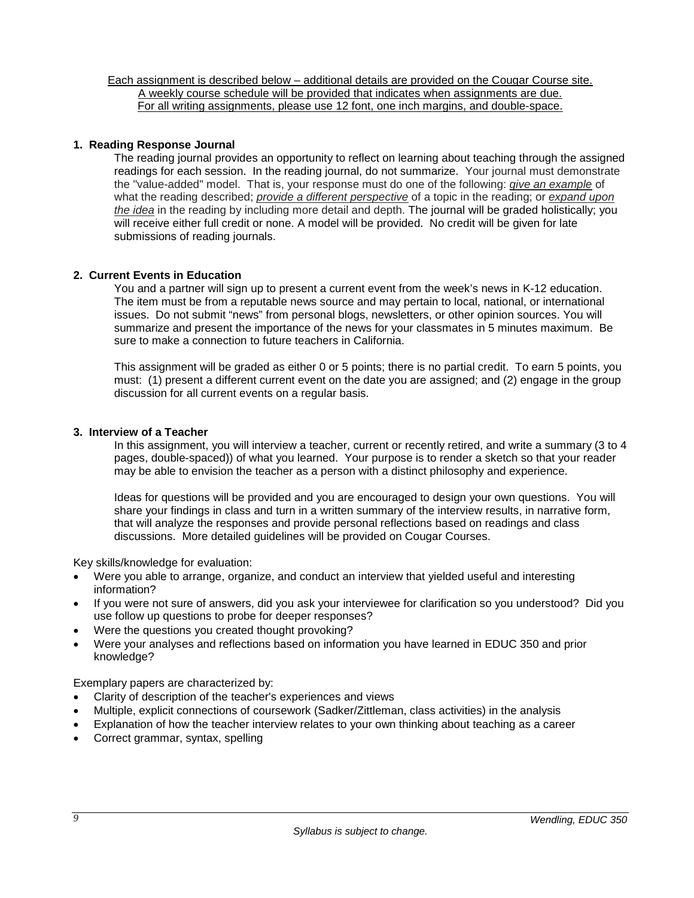Each assignment is described below – additional details are provided on the Cougar Course site.
A weekly course schedule will be provided that indicates when assignments are due.
For all writing assignments, please use 12 font, one inch margins, and double-space.

### 1. Reading Response Journal

The reading journal provides an opportunity to reflect on learning about teaching through the assigned readings for each session. In the reading journal, do not summarize. Your journal must demonstrate the "value-added" model. That is, your response must do one of the following: *give an example* of what the reading described; *provide a different perspective* of a topic in the reading; or *expand upon the idea* in the reading by including more detail and depth. The journal will be graded holistically; you will receive either full credit or none. A model will be provided. No credit will be given for late submissions of reading journals.

### 2. Current Events in Education

You and a partner will sign up to present a current event from the week's news in K-12 education. The item must be from a reputable news source and may pertain to local, national, or international issues. Do not submit "news" from personal blogs, newsletters, or other opinion sources. You will summarize and present the importance of the news for your classmates in 5 minutes maximum. Be sure to make a connection to future teachers in California.

This assignment will be graded as either 0 or 5 points; there is no partial credit. To earn 5 points, you must: (1) present a different current event on the date you are assigned; and (2) engage in the group discussion for all current events on a regular basis.

### 3. Interview of a Teacher

In this assignment, you will interview a teacher, current or recently retired, and write a summary (3 to 4 pages, double-spaced)) of what you learned. Your purpose is to render a sketch so that your reader may be able to envision the teacher as a person with a distinct philosophy and experience.

Ideas for questions will be provided and you are encouraged to design your own questions. You will share your findings in class and turn in a written summary of the interview results, in narrative form, that will analyze the responses and provide personal reflections based on readings and class discussions. More detailed guidelines will be provided on Cougar Courses.

Key skills/knowledge for evaluation:

- Were you able to arrange, organize, and conduct an interview that yielded useful and interesting information?
- If you were not sure of answers, did you ask your interviewee for clarification so you understood? Did you use follow up questions to probe for deeper responses?
- Were the questions you created thought provoking?
- Were your analyses and reflections based on information you have learned in EDUC 350 and prior knowledge?

Exemplary papers are characterized by:

- Clarity of description of the teacher's experiences and views
- Multiple, explicit connections of coursework (Sadker/Zittleman, class activities) in the analysis
- Explanation of how the teacher interview relates to your own thinking about teaching as a career
- Correct grammar, syntax, spelling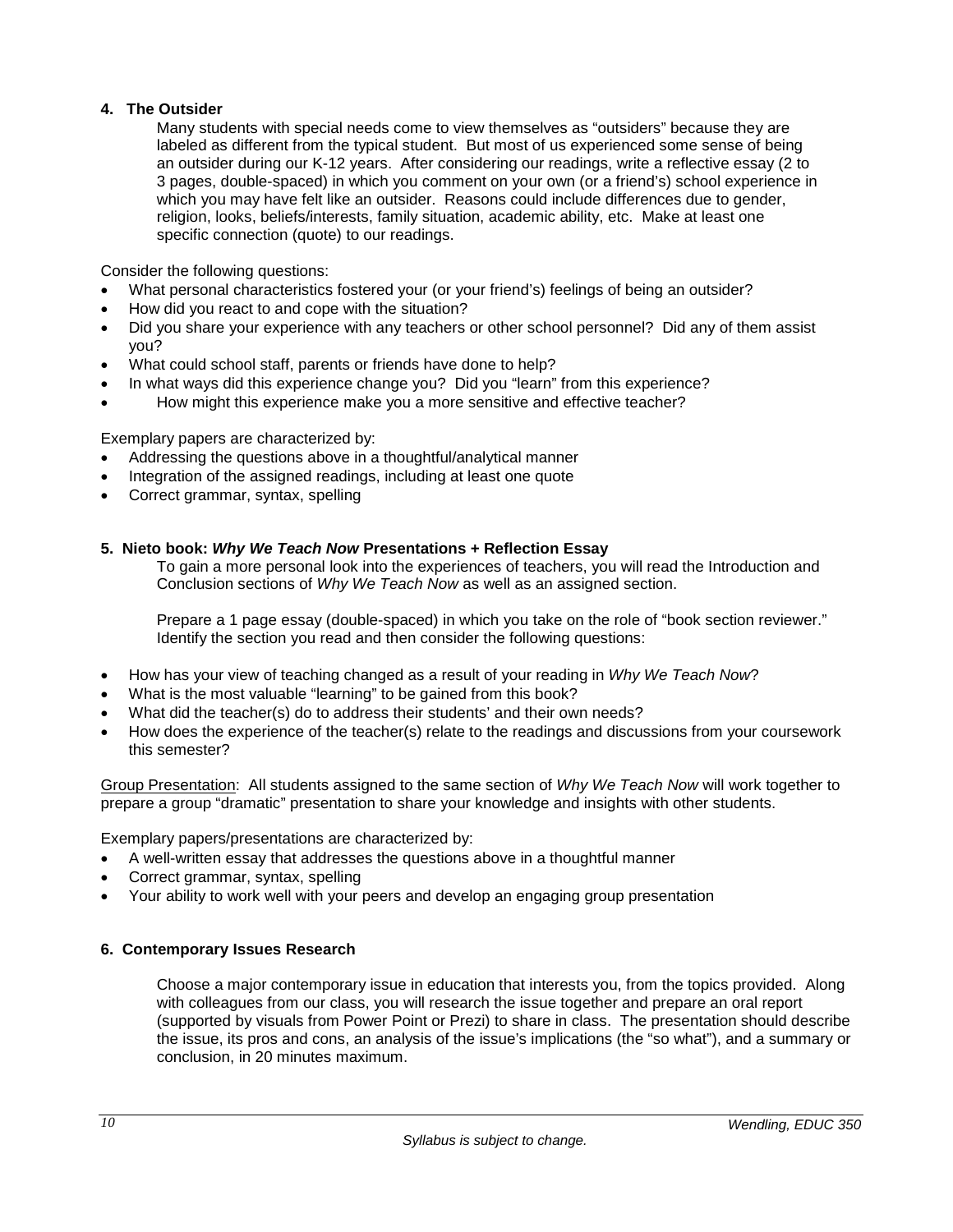### 4. The Outsider

Many students with special needs come to view themselves as "outsiders" because they are labeled as different from the typical student. But most of us experienced some sense of being an outsider during our K-12 years. After considering our readings, write a reflective essay (2 to 3 pages, double-spaced) in which you comment on your own (or a friend's) school experience in which you may have felt like an outsider. Reasons could include differences due to gender, religion, looks, beliefs/interests, family situation, academic ability, etc. Make at least one specific connection (quote) to our readings.

Consider the following questions:

- What personal characteristics fostered your (or your friend's) feelings of being an outsider?
- How did you react to and cope with the situation?
- Did you share your experience with any teachers or other school personnel? Did any of them assist you?
- What could school staff, parents or friends have done to help?
- In what ways did this experience change you? Did you "learn" from this experience?
- How might this experience make you a more sensitive and effective teacher?

Exemplary papers are characterized by:

- Addressing the questions above in a thoughtful/analytical manner
- Integration of the assigned readings, including at least one quote
- Correct grammar, syntax, spelling

### 5. Nieto book: *Why We Teach Now* Presentations + Reflection Essay

To gain a more personal look into the experiences of teachers, you will read the Introduction and Conclusion sections of *Why We Teach Now* as well as an assigned section.

Prepare a 1 page essay (double-spaced) in which you take on the role of "book section reviewer." Identify the section you read and then consider the following questions:

- How has your view of teaching changed as a result of your reading in *Why We Teach Now*?
- What is the most valuable "learning" to be gained from this book?
- What did the teacher(s) do to address their students' and their own needs?
- How does the experience of the teacher(s) relate to the readings and discussions from your coursework this semester?

<u>Group Presentation</u>: All students assigned to the same section of *Why We Teach Now* will work together to prepare a group "dramatic" presentation to share your knowledge and insights with other students.

Exemplary papers/presentations are characterized by:

- A well-written essay that addresses the questions above in a thoughtful manner
- Correct grammar, syntax, spelling
- Your ability to work well with your peers and develop an engaging group presentation

### 6. Contemporary Issues Research

Choose a major contemporary issue in education that interests you, from the topics provided. Along with colleagues from our class, you will research the issue together and prepare an oral report (supported by visuals from Power Point or Prezi) to share in class. The presentation should describe the issue, its pros and cons, an analysis of the issue's implications (the "so what"), and a summary or conclusion, in 20 minutes maximum.

*Syllabus is subject to change.*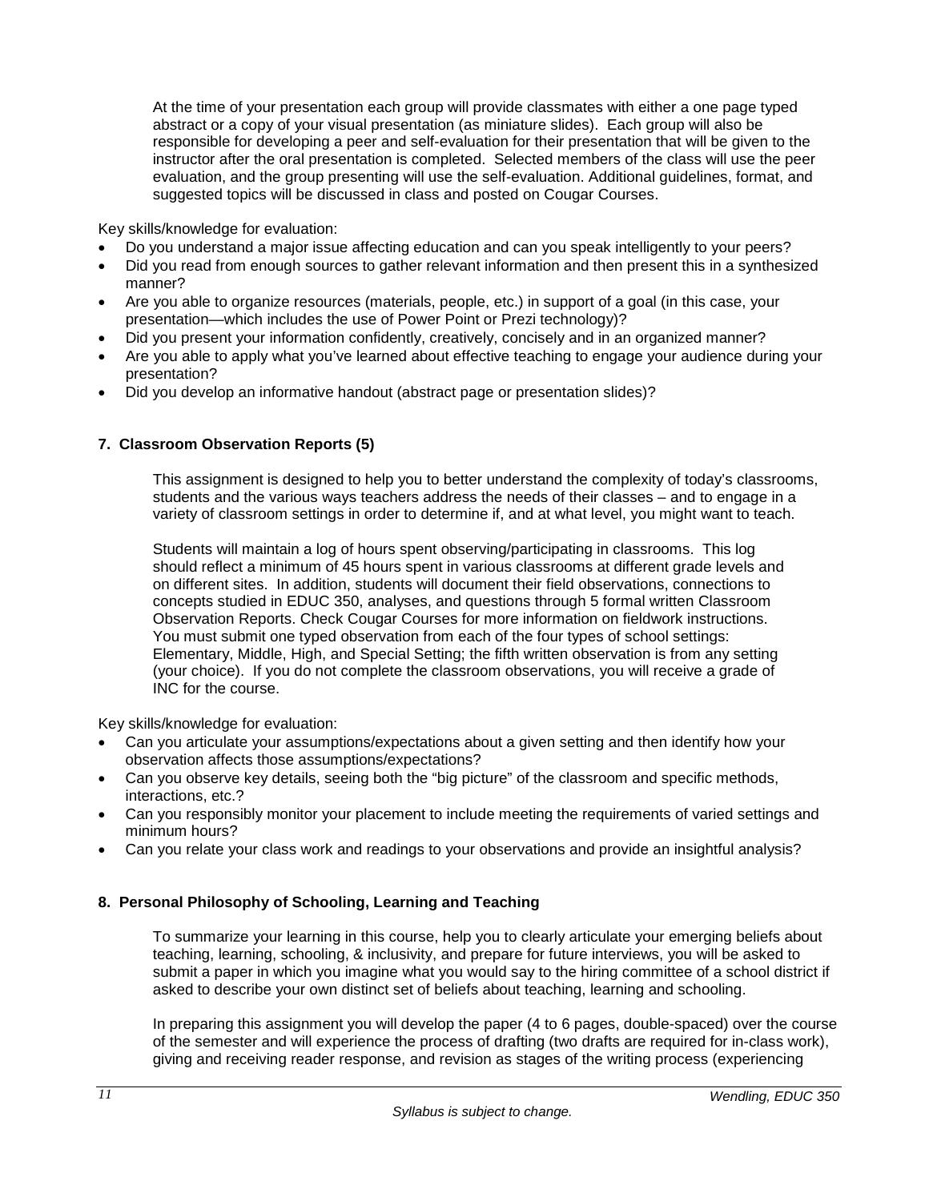At the time of your presentation each group will provide classmates with either a one page typed abstract or a copy of your visual presentation (as miniature slides). Each group will also be responsible for developing a peer and self-evaluation for their presentation that will be given to the instructor after the oral presentation is completed. Selected members of the class will use the peer evaluation, and the group presenting will use the self-evaluation. Additional guidelines, format, and suggested topics will be discussed in class and posted on Cougar Courses.

Key skills/knowledge for evaluation:

- Do you understand a major issue affecting education and can you speak intelligently to your peers?
- Did you read from enough sources to gather relevant information and then present this in a synthesized manner?
- Are you able to organize resources (materials, people, etc.) in support of a goal (in this case, your presentation—which includes the use of Power Point or Prezi technology)?
- Did you present your information confidently, creatively, concisely and in an organized manner?
- Are you able to apply what you've learned about effective teaching to engage your audience during your presentation?
- Did you develop an informative handout (abstract page or presentation slides)?

### 7. Classroom Observation Reports (5)

This assignment is designed to help you to better understand the complexity of today's classrooms, students and the various ways teachers address the needs of their classes – and to engage in a variety of classroom settings in order to determine if, and at what level, you might want to teach.

Students will maintain a log of hours spent observing/participating in classrooms. This log should reflect a minimum of 45 hours spent in various classrooms at different grade levels and on different sites. In addition, students will document their field observations, connections to concepts studied in EDUC 350, analyses, and questions through 5 formal written Classroom Observation Reports. Check Cougar Courses for more information on fieldwork instructions. You must submit one typed observation from each of the four types of school settings: Elementary, Middle, High, and Special Setting; the fifth written observation is from any setting (your choice). If you do not complete the classroom observations, you will receive a grade of INC for the course.

Key skills/knowledge for evaluation:

- Can you articulate your assumptions/expectations about a given setting and then identify how your observation affects those assumptions/expectations?
- Can you observe key details, seeing both the "big picture" of the classroom and specific methods, interactions, etc.?
- Can you responsibly monitor your placement to include meeting the requirements of varied settings and minimum hours?
- Can you relate your class work and readings to your observations and provide an insightful analysis?

### 8. Personal Philosophy of Schooling, Learning and Teaching

To summarize your learning in this course, help you to clearly articulate your emerging beliefs about teaching, learning, schooling, & inclusivity, and prepare for future interviews, you will be asked to submit a paper in which you imagine what you would say to the hiring committee of a school district if asked to describe your own distinct set of beliefs about teaching, learning and schooling.

In preparing this assignment you will develop the paper (4 to 6 pages, double-spaced) over the course of the semester and will experience the process of drafting (two drafts are required for in-class work), giving and receiving reader response, and revision as stages of the writing process (experiencing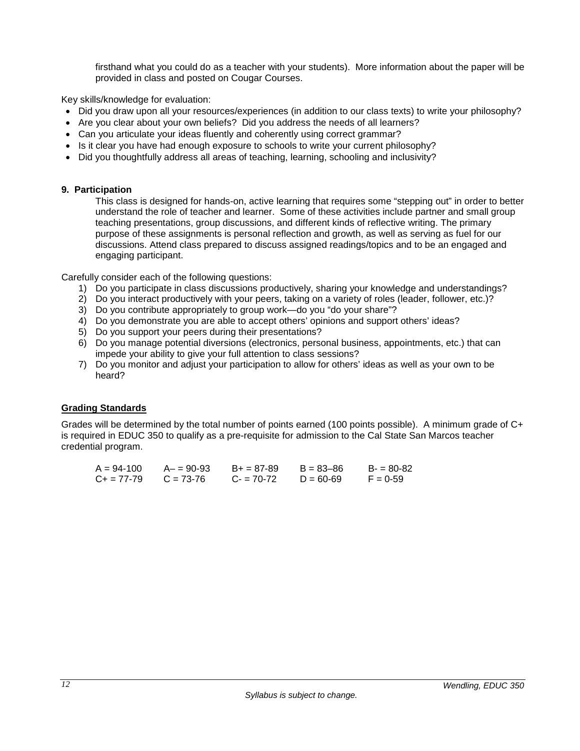firsthand what you could do as a teacher with your students). More information about the paper will be provided in class and posted on Cougar Courses.

Key skills/knowledge for evaluation:

- Did you draw upon all your resources/experiences (in addition to our class texts) to write your philosophy?
- Are you clear about your own beliefs? Did you address the needs of all learners?
- Can you articulate your ideas fluently and coherently using correct grammar?
- Is it clear you have had enough exposure to schools to write your current philosophy?
- Did you thoughtfully address all areas of teaching, learning, schooling and inclusivity?

**9. Participation**

This class is designed for hands-on, active learning that requires some "stepping out" in order to better understand the role of teacher and learner. Some of these activities include partner and small group teaching presentations, group discussions, and different kinds of reflective writing. The primary purpose of these assignments is personal reflection and growth, as well as serving as fuel for our discussions. Attend class prepared to discuss assigned readings/topics and to be an engaged and engaging participant.

Carefully consider each of the following questions:

1) Do you participate in class discussions productively, sharing your knowledge and understandings?
2) Do you interact productively with your peers, taking on a variety of roles (leader, follower, etc.)?
3) Do you contribute appropriately to group work—do you "do your share"?
4) Do you demonstrate you are able to accept others' opinions and support others' ideas?
5) Do you support your peers during their presentations?
6) Do you manage potential diversions (electronics, personal business, appointments, etc.) that can impede your ability to give your full attention to class sessions?
7) Do you monitor and adjust your participation to allow for others' ideas as well as your own to be heard?

## Grading Standards

Grades will be determined by the total number of points earned (100 points possible). A minimum grade of C+ is required in EDUC 350 to qualify as a pre-requisite for admission to the Cal State San Marcos teacher credential program.

| | | | | |
|---|---|---|---|---|
| A = 94-100 | A– = 90-93 | B+ = 87-89 | B = 83–86 | B- = 80-82 |
| C+ = 77-79 | C = 73-76 | C- = 70-72 | D = 60-69 | F = 0-59 |